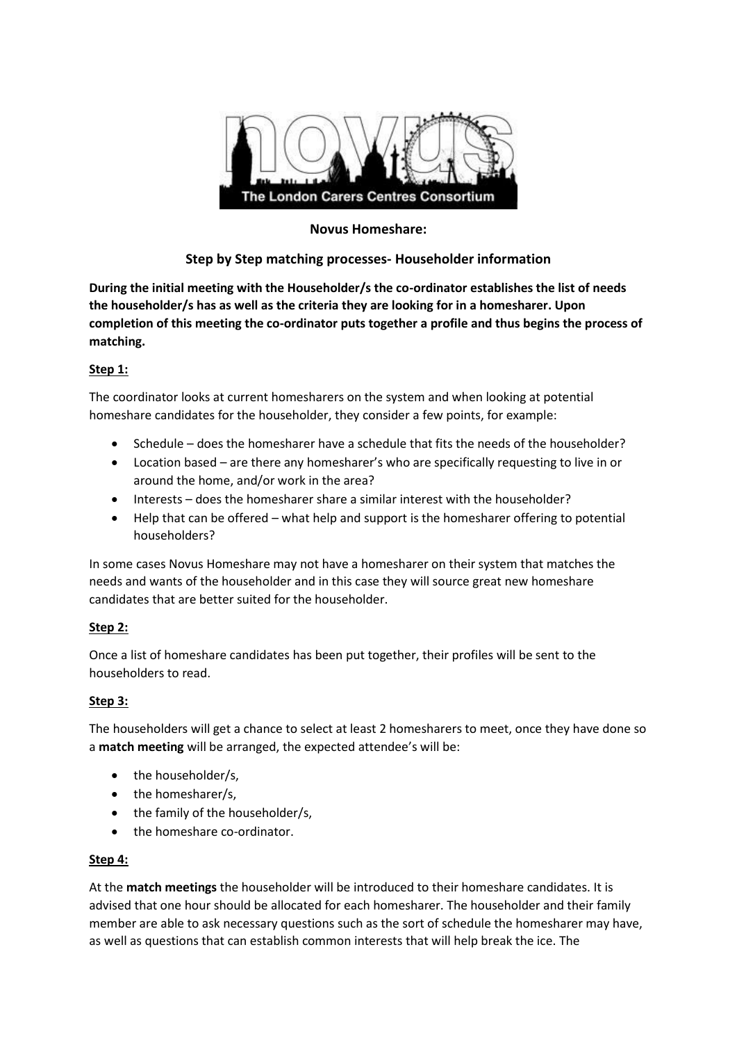**Novus Homeshare:**

**Step by Step matching processes- Householder information**

**During the initial meeting with the Householder/s the co-ordinator establishes the list of needs the householder/s has as well as the criteria they are looking for in a homesharer. Upon completion of this meeting the co-ordinator puts together a profile and thus begins the process of matching.**

**Step 1:**

The coordinator looks at current homesharers on the system and when looking at potential homeshare candidates for the householder, they consider a few points, for example:

- Schedule – does the homesharer have a schedule that fits the needs of the householder?
- Location based – are there any homesharer's who are specifically requesting to live in or around the home, and/or work in the area?
- Interests – does the homesharer share a similar interest with the householder?
- Help that can be offered – what help and support is the homesharer offering to potential householders?

In some cases Novus Homeshare may not have a homesharer on their system that matches the needs and wants of the householder and in this case they will source great new homeshare candidates that are better suited for the householder.

**Step 2:**

Once a list of homeshare candidates has been put together, their profiles will be sent to the householders to read.

**Step 3:**

The householders will get a chance to select at least 2 homesharers to meet, once they have done so a **match meeting** will be arranged, the expected attendee's will be:

- the householder/s,
- the homesharer/s,
- the family of the householder/s,
- the homeshare co-ordinator.

**Step 4:**

At the **match meetings** the householder will be introduced to their homeshare candidates. It is advised that one hour should be allocated for each homesharer. The householder and their family member are able to ask necessary questions such as the sort of schedule the homesharer may have, as well as questions that can establish common interests that will help break the ice. The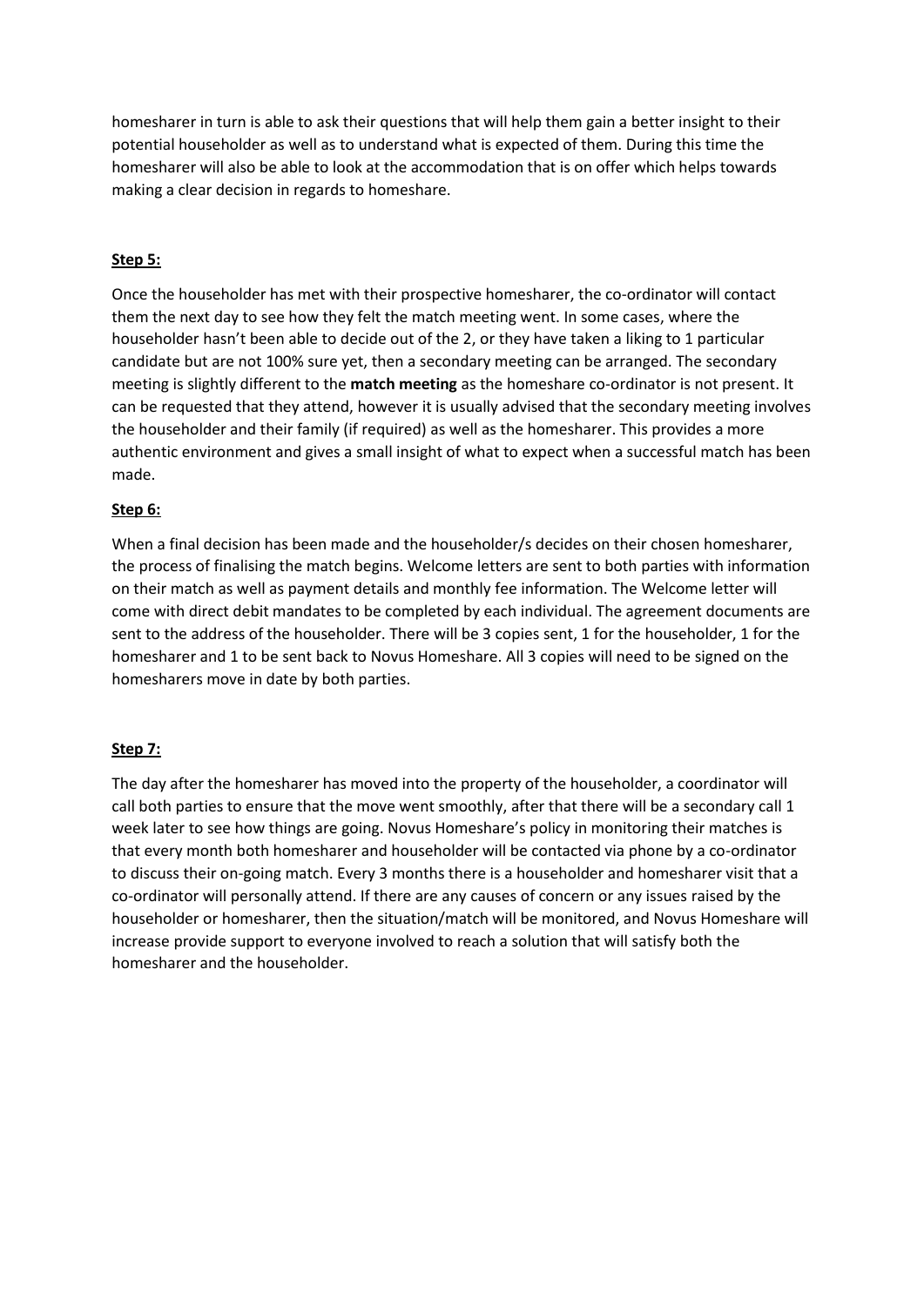homesharer in turn is able to ask their questions that will help them gain a better insight to their potential householder as well as to understand what is expected of them. During this time the homesharer will also be able to look at the accommodation that is on offer which helps towards making a clear decision in regards to homeshare.

**Step 5:**

Once the householder has met with their prospective homesharer, the co-ordinator will contact them the next day to see how they felt the match meeting went. In some cases, where the householder hasn't been able to decide out of the 2, or they have taken a liking to 1 particular candidate but are not 100% sure yet, then a secondary meeting can be arranged. The secondary meeting is slightly different to the **match meeting** as the homeshare co-ordinator is not present. It can be requested that they attend, however it is usually advised that the secondary meeting involves the householder and their family (if required) as well as the homesharer. This provides a more authentic environment and gives a small insight of what to expect when a successful match has been made.

**Step 6:**

When a final decision has been made and the householder/s decides on their chosen homesharer, the process of finalising the match begins. Welcome letters are sent to both parties with information on their match as well as payment details and monthly fee information. The Welcome letter will come with direct debit mandates to be completed by each individual. The agreement documents are sent to the address of the householder. There will be 3 copies sent, 1 for the householder, 1 for the homesharer and 1 to be sent back to Novus Homeshare. All 3 copies will need to be signed on the homesharers move in date by both parties.

**Step 7:**

The day after the homesharer has moved into the property of the householder, a coordinator will call both parties to ensure that the move went smoothly, after that there will be a secondary call 1 week later to see how things are going. Novus Homeshare's policy in monitoring their matches is that every month both homesharer and householder will be contacted via phone by a co-ordinator to discuss their on-going match. Every 3 months there is a householder and homesharer visit that a co-ordinator will personally attend. If there are any causes of concern or any issues raised by the householder or homesharer, then the situation/match will be monitored, and Novus Homeshare will increase provide support to everyone involved to reach a solution that will satisfy both the homesharer and the householder.